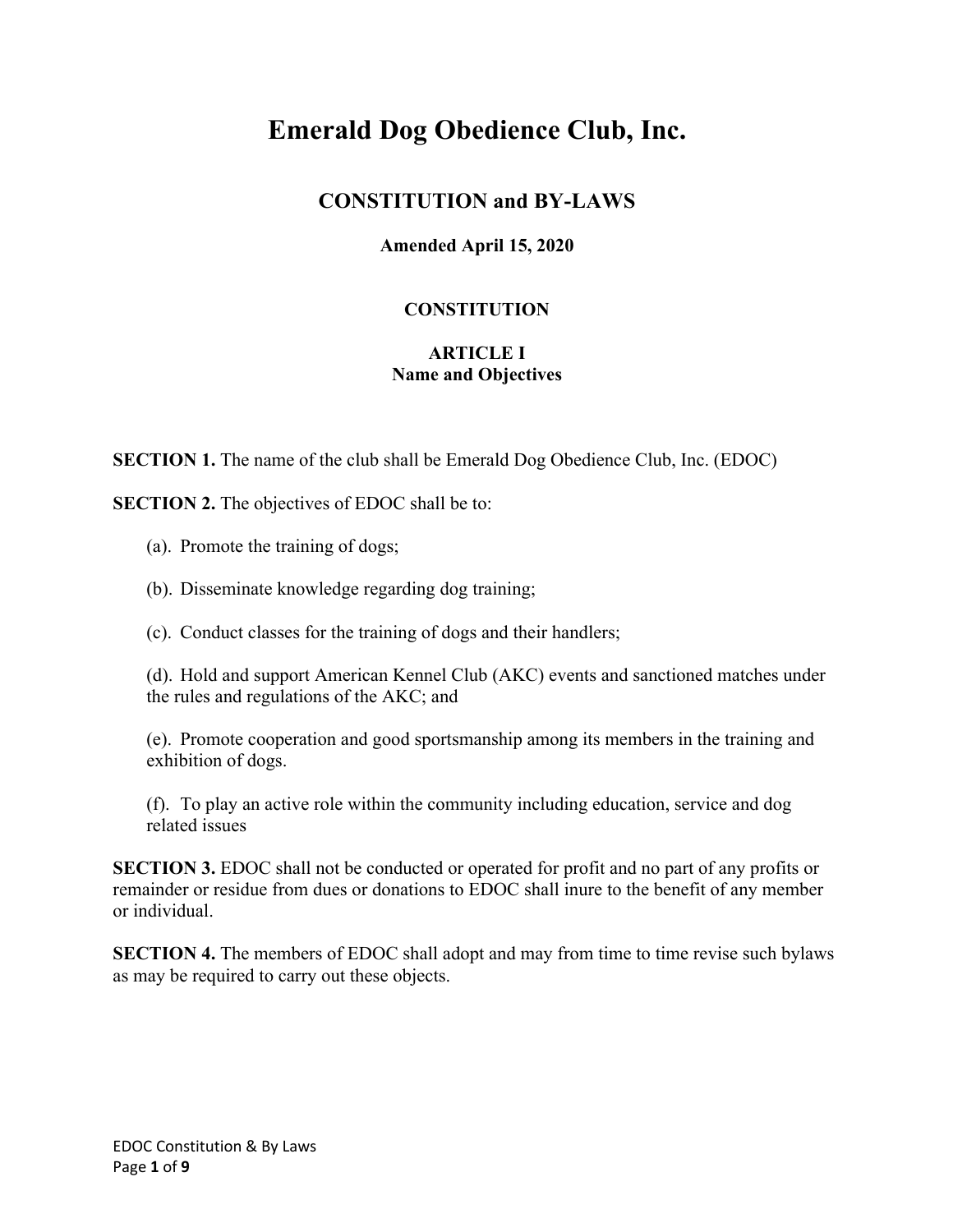# Emerald Dog Obedience Club, Inc.

## CONSTITUTION and BY-LAWS

**Amended April 15, 2020**

### CONSTITUTION

### ARTICLE I
### Name and Objectives

**SECTION 1.** The name of the club shall be Emerald Dog Obedience Club, Inc. (EDOC)

**SECTION 2.** The objectives of EDOC shall be to:

(a). Promote the training of dogs;

(b). Disseminate knowledge regarding dog training;

(c). Conduct classes for the training of dogs and their handlers;

(d). Hold and support American Kennel Club (AKC) events and sanctioned matches under the rules and regulations of the AKC; and

(e). Promote cooperation and good sportsmanship among its members in the training and exhibition of dogs.

(f). To play an active role within the community including education, service and dog related issues

**SECTION 3.** EDOC shall not be conducted or operated for profit and no part of any profits or remainder or residue from dues or donations to EDOC shall inure to the benefit of any member or individual.

**SECTION 4.** The members of EDOC shall adopt and may from time to time revise such bylaws as may be required to carry out these objects.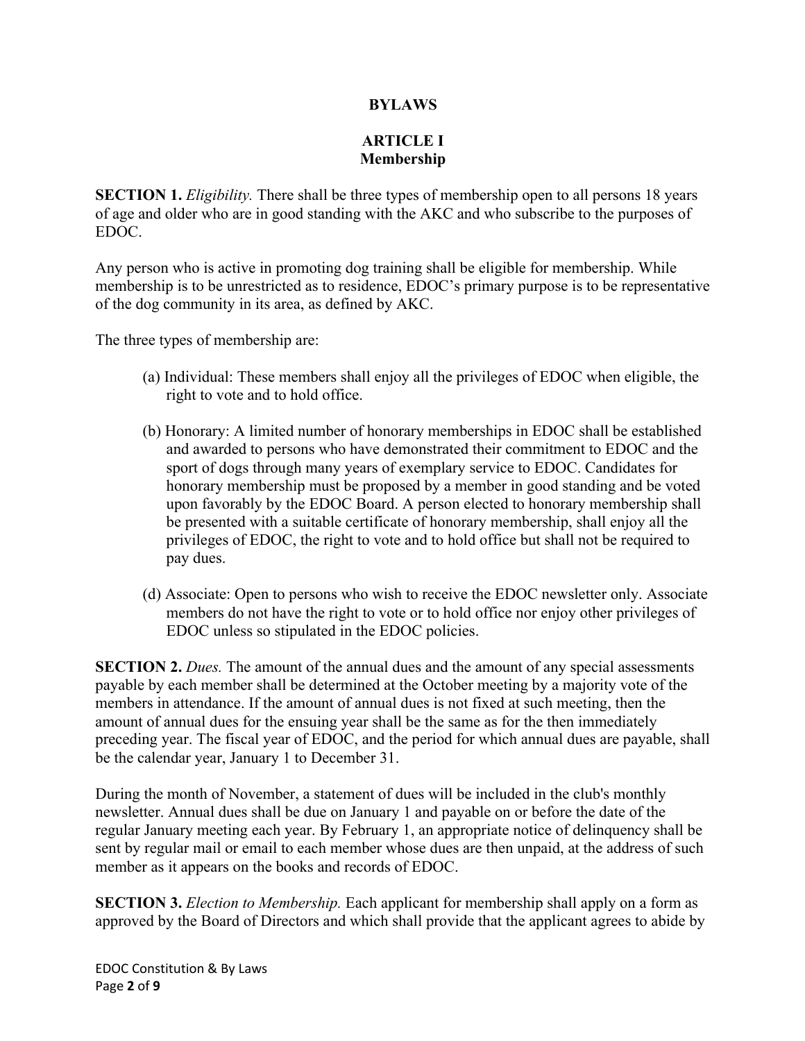# BYLAWS

## ARTICLE I
## Membership

**SECTION 1.** *Eligibility.* There shall be three types of membership open to all persons 18 years of age and older who are in good standing with the AKC and who subscribe to the purposes of EDOC.

Any person who is active in promoting dog training shall be eligible for membership. While membership is to be unrestricted as to residence, EDOC's primary purpose is to be representative of the dog community in its area, as defined by AKC.

The three types of membership are:

(a) Individual: These members shall enjoy all the privileges of EDOC when eligible, the right to vote and to hold office.

(b) Honorary: A limited number of honorary memberships in EDOC shall be established and awarded to persons who have demonstrated their commitment to EDOC and the sport of dogs through many years of exemplary service to EDOC. Candidates for honorary membership must be proposed by a member in good standing and be voted upon favorably by the EDOC Board. A person elected to honorary membership shall be presented with a suitable certificate of honorary membership, shall enjoy all the privileges of EDOC, the right to vote and to hold office but shall not be required to pay dues.

(d) Associate: Open to persons who wish to receive the EDOC newsletter only. Associate members do not have the right to vote or to hold office nor enjoy other privileges of EDOC unless so stipulated in the EDOC policies.

**SECTION 2.** *Dues.* The amount of the annual dues and the amount of any special assessments payable by each member shall be determined at the October meeting by a majority vote of the members in attendance. If the amount of annual dues is not fixed at such meeting, then the amount of annual dues for the ensuing year shall be the same as for the then immediately preceding year. The fiscal year of EDOC, and the period for which annual dues are payable, shall be the calendar year, January 1 to December 31.

During the month of November, a statement of dues will be included in the club's monthly newsletter. Annual dues shall be due on January 1 and payable on or before the date of the regular January meeting each year. By February 1, an appropriate notice of delinquency shall be sent by regular mail or email to each member whose dues are then unpaid, at the address of such member as it appears on the books and records of EDOC.

**SECTION 3.** *Election to Membership.* Each applicant for membership shall apply on a form as approved by the Board of Directors and which shall provide that the applicant agrees to abide by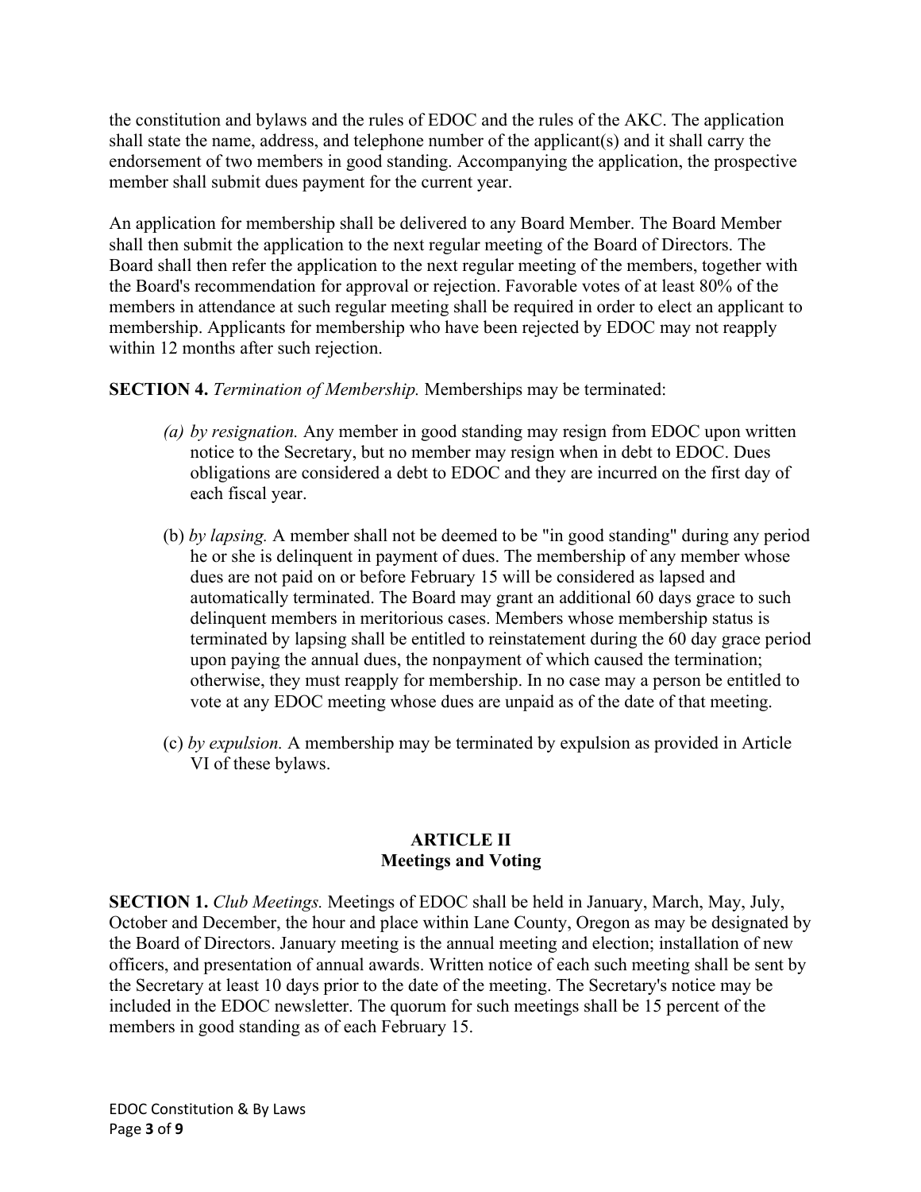the constitution and bylaws and the rules of EDOC and the rules of the AKC. The application shall state the name, address, and telephone number of the applicant(s) and it shall carry the endorsement of two members in good standing. Accompanying the application, the prospective member shall submit dues payment for the current year.

An application for membership shall be delivered to any Board Member. The Board Member shall then submit the application to the next regular meeting of the Board of Directors. The Board shall then refer the application to the next regular meeting of the members, together with the Board's recommendation for approval or rejection. Favorable votes of at least 80% of the members in attendance at such regular meeting shall be required in order to elect an applicant to membership. Applicants for membership who have been rejected by EDOC may not reapply within 12 months after such rejection.

**SECTION 4.** *Termination of Membership.* Memberships may be terminated:

*(a) by resignation.* Any member in good standing may resign from EDOC upon written notice to the Secretary, but no member may resign when in debt to EDOC. Dues obligations are considered a debt to EDOC and they are incurred on the first day of each fiscal year.

(b) *by lapsing.* A member shall not be deemed to be "in good standing" during any period he or she is delinquent in payment of dues. The membership of any member whose dues are not paid on or before February 15 will be considered as lapsed and automatically terminated. The Board may grant an additional 60 days grace to such delinquent members in meritorious cases. Members whose membership status is terminated by lapsing shall be entitled to reinstatement during the 60 day grace period upon paying the annual dues, the nonpayment of which caused the termination; otherwise, they must reapply for membership. In no case may a person be entitled to vote at any EDOC meeting whose dues are unpaid as of the date of that meeting.

(c) *by expulsion.* A membership may be terminated by expulsion as provided in Article VI of these bylaws.

## ARTICLE II
## Meetings and Voting

**SECTION 1.** *Club Meetings.* Meetings of EDOC shall be held in January, March, May, July, October and December, the hour and place within Lane County, Oregon as may be designated by the Board of Directors. January meeting is the annual meeting and election; installation of new officers, and presentation of annual awards. Written notice of each such meeting shall be sent by the Secretary at least 10 days prior to the date of the meeting. The Secretary's notice may be included in the EDOC newsletter. The quorum for such meetings shall be 15 percent of the members in good standing as of each February 15.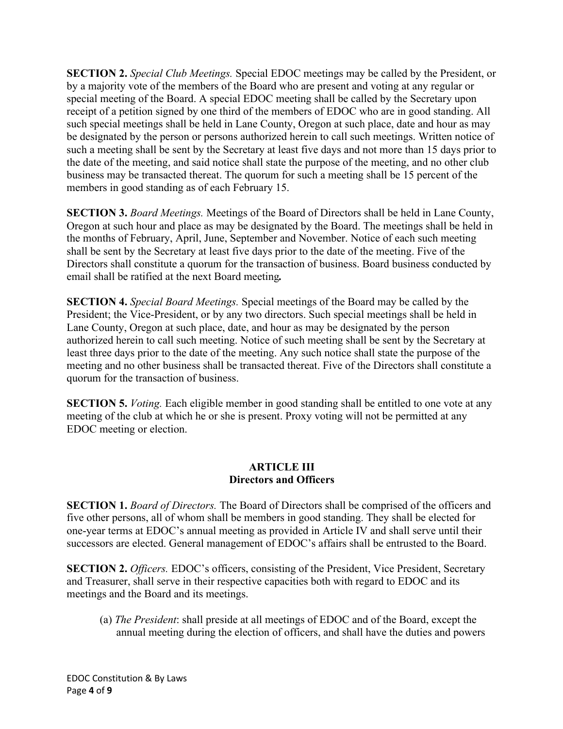**SECTION 2.** *Special Club Meetings.* Special EDOC meetings may be called by the President, or by a majority vote of the members of the Board who are present and voting at any regular or special meeting of the Board. A special EDOC meeting shall be called by the Secretary upon receipt of a petition signed by one third of the members of EDOC who are in good standing. All such special meetings shall be held in Lane County, Oregon at such place, date and hour as may be designated by the person or persons authorized herein to call such meetings. Written notice of such a meeting shall be sent by the Secretary at least five days and not more than 15 days prior to the date of the meeting, and said notice shall state the purpose of the meeting, and no other club business may be transacted thereat. The quorum for such a meeting shall be 15 percent of the members in good standing as of each February 15.

**SECTION 3.** *Board Meetings.* Meetings of the Board of Directors shall be held in Lane County, Oregon at such hour and place as may be designated by the Board. The meetings shall be held in the months of February, April, June, September and November. Notice of each such meeting shall be sent by the Secretary at least five days prior to the date of the meeting. Five of the Directors shall constitute a quorum for the transaction of business. Board business conducted by email shall be ratified at the next Board meeting***.***

**SECTION 4.** *Special Board Meetings.* Special meetings of the Board may be called by the President; the Vice-President, or by any two directors. Such special meetings shall be held in Lane County, Oregon at such place, date, and hour as may be designated by the person authorized herein to call such meeting. Notice of such meeting shall be sent by the Secretary at least three days prior to the date of the meeting. Any such notice shall state the purpose of the meeting and no other business shall be transacted thereat. Five of the Directors shall constitute a quorum for the transaction of business.

**SECTION 5.** *Voting.* Each eligible member in good standing shall be entitled to one vote at any meeting of the club at which he or she is present. Proxy voting will not be permitted at any EDOC meeting or election.

## ARTICLE III
## Directors and Officers

**SECTION 1.** *Board of Directors.* The Board of Directors shall be comprised of the officers and five other persons, all of whom shall be members in good standing. They shall be elected for one-year terms at EDOC's annual meeting as provided in Article IV and shall serve until their successors are elected. General management of EDOC's affairs shall be entrusted to the Board.

**SECTION 2.** *Officers.* EDOC's officers, consisting of the President, Vice President, Secretary and Treasurer, shall serve in their respective capacities both with regard to EDOC and its meetings and the Board and its meetings.

(a) *The President*: shall preside at all meetings of EDOC and of the Board, except the annual meeting during the election of officers, and shall have the duties and powers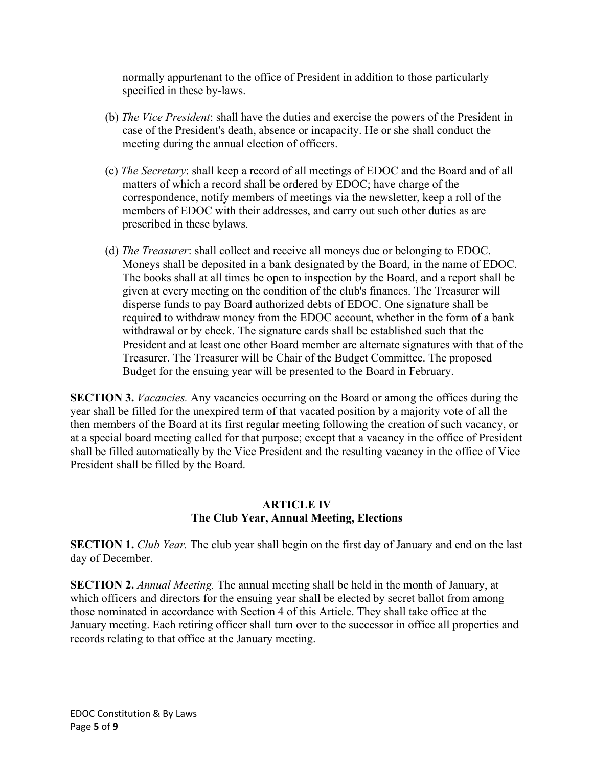normally appurtenant to the office of President in addition to those particularly specified in these by-laws.

(b) *The Vice President*: shall have the duties and exercise the powers of the President in case of the President's death, absence or incapacity. He or she shall conduct the meeting during the annual election of officers.

(c) *The Secretary*: shall keep a record of all meetings of EDOC and the Board and of all matters of which a record shall be ordered by EDOC; have charge of the correspondence, notify members of meetings via the newsletter, keep a roll of the members of EDOC with their addresses, and carry out such other duties as are prescribed in these bylaws.

(d) *The Treasurer*: shall collect and receive all moneys due or belonging to EDOC. Moneys shall be deposited in a bank designated by the Board, in the name of EDOC. The books shall at all times be open to inspection by the Board, and a report shall be given at every meeting on the condition of the club's finances. The Treasurer will disperse funds to pay Board authorized debts of EDOC. One signature shall be required to withdraw money from the EDOC account, whether in the form of a bank withdrawal or by check. The signature cards shall be established such that the President and at least one other Board member are alternate signatures with that of the Treasurer. The Treasurer will be Chair of the Budget Committee. The proposed Budget for the ensuing year will be presented to the Board in February.

**SECTION 3.** *Vacancies.* Any vacancies occurring on the Board or among the offices during the year shall be filled for the unexpired term of that vacated position by a majority vote of all the then members of the Board at its first regular meeting following the creation of such vacancy, or at a special board meeting called for that purpose; except that a vacancy in the office of President shall be filled automatically by the Vice President and the resulting vacancy in the office of Vice President shall be filled by the Board.

## ARTICLE IV
## The Club Year, Annual Meeting, Elections

**SECTION 1.** *Club Year.* The club year shall begin on the first day of January and end on the last day of December.

**SECTION 2.** *Annual Meeting.* The annual meeting shall be held in the month of January, at which officers and directors for the ensuing year shall be elected by secret ballot from among those nominated in accordance with Section 4 of this Article. They shall take office at the January meeting. Each retiring officer shall turn over to the successor in office all properties and records relating to that office at the January meeting.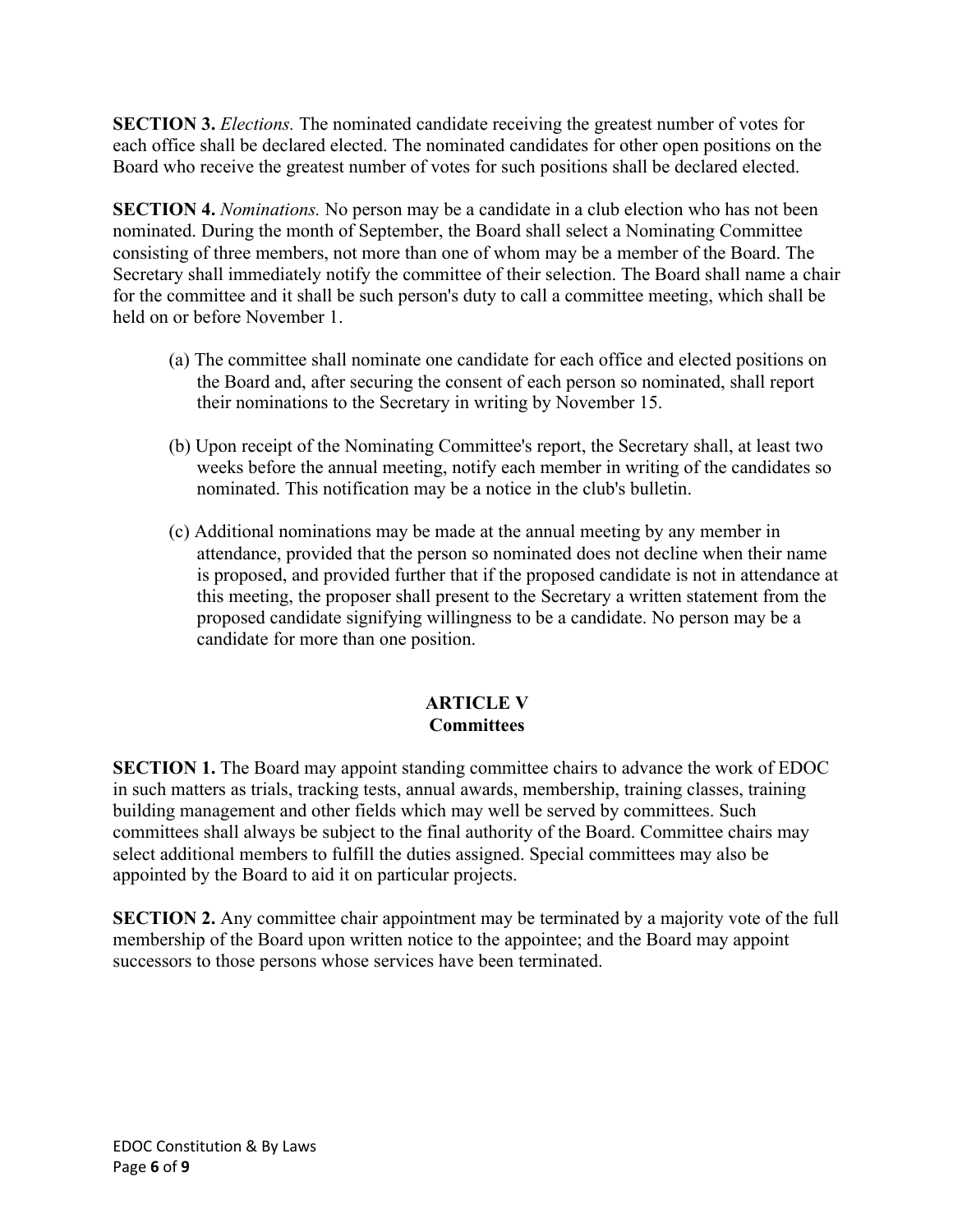**SECTION 3.** *Elections.* The nominated candidate receiving the greatest number of votes for each office shall be declared elected. The nominated candidates for other open positions on the Board who receive the greatest number of votes for such positions shall be declared elected.

**SECTION 4.** *Nominations.* No person may be a candidate in a club election who has not been nominated. During the month of September, the Board shall select a Nominating Committee consisting of three members, not more than one of whom may be a member of the Board. The Secretary shall immediately notify the committee of their selection. The Board shall name a chair for the committee and it shall be such person's duty to call a committee meeting, which shall be held on or before November 1.

(a) The committee shall nominate one candidate for each office and elected positions on the Board and, after securing the consent of each person so nominated, shall report their nominations to the Secretary in writing by November 15.

(b) Upon receipt of the Nominating Committee's report, the Secretary shall, at least two weeks before the annual meeting, notify each member in writing of the candidates so nominated. This notification may be a notice in the club's bulletin.

(c) Additional nominations may be made at the annual meeting by any member in attendance, provided that the person so nominated does not decline when their name is proposed, and provided further that if the proposed candidate is not in attendance at this meeting, the proposer shall present to the Secretary a written statement from the proposed candidate signifying willingness to be a candidate. No person may be a candidate for more than one position.

## ARTICLE V
## Committees

**SECTION 1.** The Board may appoint standing committee chairs to advance the work of EDOC in such matters as trials, tracking tests, annual awards, membership, training classes, training building management and other fields which may well be served by committees. Such committees shall always be subject to the final authority of the Board. Committee chairs may select additional members to fulfill the duties assigned. Special committees may also be appointed by the Board to aid it on particular projects.

**SECTION 2.** Any committee chair appointment may be terminated by a majority vote of the full membership of the Board upon written notice to the appointee; and the Board may appoint successors to those persons whose services have been terminated.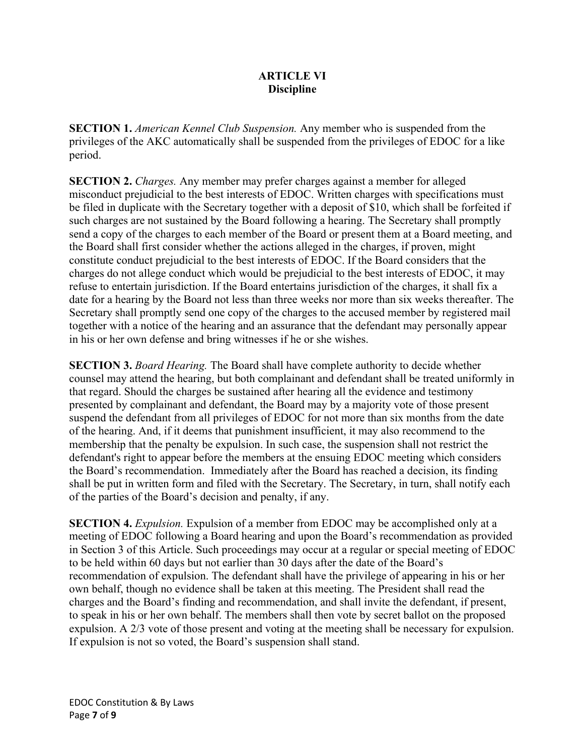# ARTICLE VI
## Discipline

**SECTION 1.** *American Kennel Club Suspension.* Any member who is suspended from the privileges of the AKC automatically shall be suspended from the privileges of EDOC for a like period.

**SECTION 2.** *Charges.* Any member may prefer charges against a member for alleged misconduct prejudicial to the best interests of EDOC. Written charges with specifications must be filed in duplicate with the Secretary together with a deposit of $10, which shall be forfeited if such charges are not sustained by the Board following a hearing. The Secretary shall promptly send a copy of the charges to each member of the Board or present them at a Board meeting, and the Board shall first consider whether the actions alleged in the charges, if proven, might constitute conduct prejudicial to the best interests of EDOC. If the Board considers that the charges do not allege conduct which would be prejudicial to the best interests of EDOC, it may refuse to entertain jurisdiction. If the Board entertains jurisdiction of the charges, it shall fix a date for a hearing by the Board not less than three weeks nor more than six weeks thereafter. The Secretary shall promptly send one copy of the charges to the accused member by registered mail together with a notice of the hearing and an assurance that the defendant may personally appear in his or her own defense and bring witnesses if he or she wishes.

**SECTION 3.** *Board Hearing.* The Board shall have complete authority to decide whether counsel may attend the hearing, but both complainant and defendant shall be treated uniformly in that regard. Should the charges be sustained after hearing all the evidence and testimony presented by complainant and defendant, the Board may by a majority vote of those present suspend the defendant from all privileges of EDOC for not more than six months from the date of the hearing. And, if it deems that punishment insufficient, it may also recommend to the membership that the penalty be expulsion. In such case, the suspension shall not restrict the defendant's right to appear before the members at the ensuing EDOC meeting which considers the Board's recommendation. Immediately after the Board has reached a decision, its finding shall be put in written form and filed with the Secretary. The Secretary, in turn, shall notify each of the parties of the Board's decision and penalty, if any.

**SECTION 4.** *Expulsion.* Expulsion of a member from EDOC may be accomplished only at a meeting of EDOC following a Board hearing and upon the Board's recommendation as provided in Section 3 of this Article. Such proceedings may occur at a regular or special meeting of EDOC to be held within 60 days but not earlier than 30 days after the date of the Board's recommendation of expulsion. The defendant shall have the privilege of appearing in his or her own behalf, though no evidence shall be taken at this meeting. The President shall read the charges and the Board's finding and recommendation, and shall invite the defendant, if present, to speak in his or her own behalf. The members shall then vote by secret ballot on the proposed expulsion. A 2/3 vote of those present and voting at the meeting shall be necessary for expulsion. If expulsion is not so voted, the Board's suspension shall stand.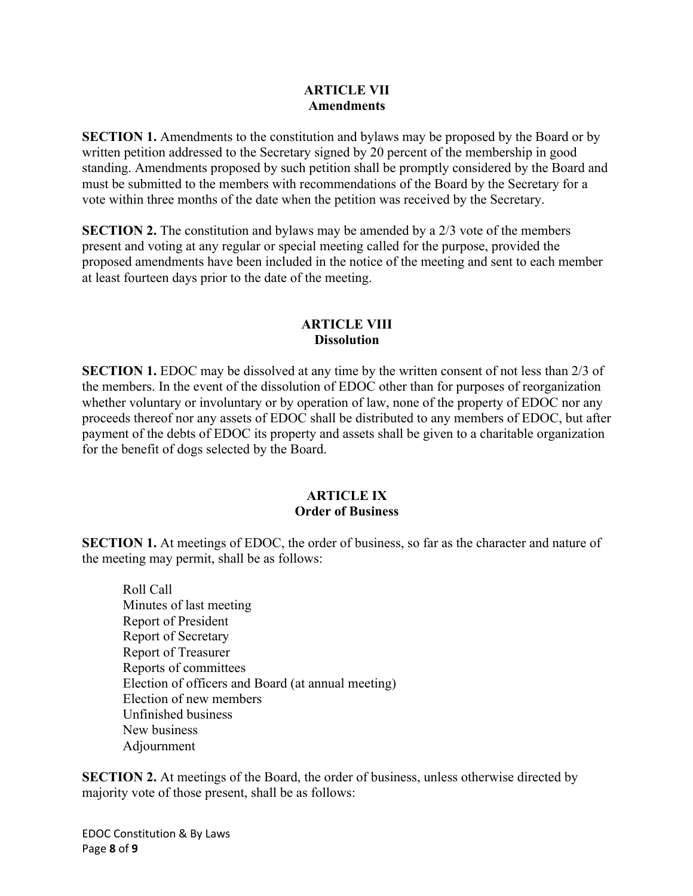## ARTICLE VII
## Amendments

**SECTION 1.** Amendments to the constitution and bylaws may be proposed by the Board or by written petition addressed to the Secretary signed by 20 percent of the membership in good standing. Amendments proposed by such petition shall be promptly considered by the Board and must be submitted to the members with recommendations of the Board by the Secretary for a vote within three months of the date when the petition was received by the Secretary.

**SECTION 2.** The constitution and bylaws may be amended by a 2/3 vote of the members present and voting at any regular or special meeting called for the purpose, provided the proposed amendments have been included in the notice of the meeting and sent to each member at least fourteen days prior to the date of the meeting.

## ARTICLE VIII
## Dissolution

**SECTION 1.** EDOC may be dissolved at any time by the written consent of not less than 2/3 of the members. In the event of the dissolution of EDOC other than for purposes of reorganization whether voluntary or involuntary or by operation of law, none of the property of EDOC nor any proceeds thereof nor any assets of EDOC shall be distributed to any members of EDOC, but after payment of the debts of EDOC its property and assets shall be given to a charitable organization for the benefit of dogs selected by the Board.

## ARTICLE IX
## Order of Business

**SECTION 1.** At meetings of EDOC, the order of business, so far as the character and nature of the meeting may permit, shall be as follows:

- Roll Call
- Minutes of last meeting
- Report of President
- Report of Secretary
- Report of Treasurer
- Reports of committees
- Election of officers and Board (at annual meeting)
- Election of new members
- Unfinished business
- New business
- Adjournment

**SECTION 2.** At meetings of the Board, the order of business, unless otherwise directed by majority vote of those present, shall be as follows: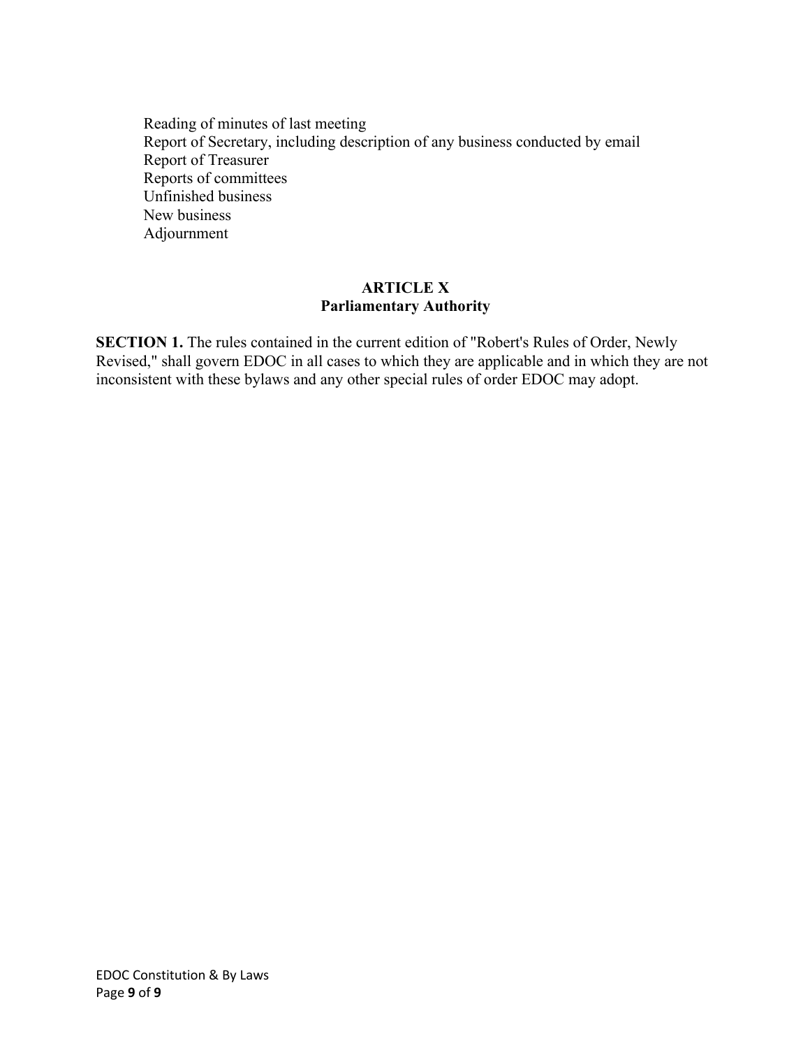Reading of minutes of last meeting
Report of Secretary, including description of any business conducted by email
Report of Treasurer
Reports of committees
Unfinished business
New business
Adjournment

## ARTICLE X
## Parliamentary Authority

**SECTION 1.** The rules contained in the current edition of "Robert's Rules of Order, Newly Revised," shall govern EDOC in all cases to which they are applicable and in which they are not inconsistent with these bylaws and any other special rules of order EDOC may adopt.